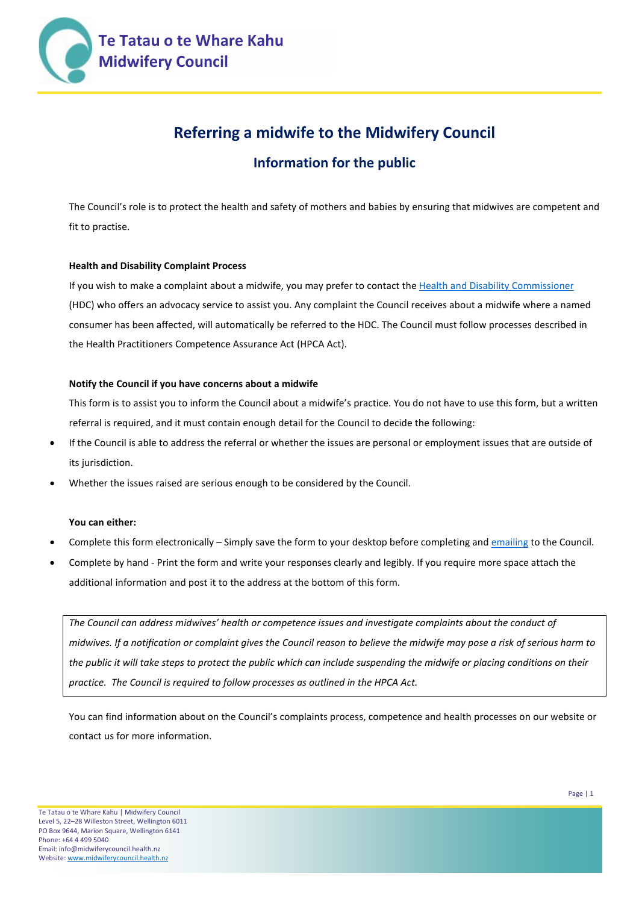**Te Tatau o te Whare Kahu**
**Midwifery Council**

# Referring a midwife to the Midwifery Council

## Information for the public

The Council's role is to protect the health and safety of mothers and babies by ensuring that midwives are competent and fit to practise.

**Health and Disability Complaint Process**

If you wish to make a complaint about a midwife, you may prefer to contact the Health and Disability Commissioner (HDC) who offers an advocacy service to assist you. Any complaint the Council receives about a midwife where a named consumer has been affected, will automatically be referred to the HDC. The Council must follow processes described in the Health Practitioners Competence Assurance Act (HPCA Act).

**Notify the Council if you have concerns about a midwife**

This form is to assist you to inform the Council about a midwife's practice. You do not have to use this form, but a written referral is required, and it must contain enough detail for the Council to decide the following:

- If the Council is able to address the referral or whether the issues are personal or employment issues that are outside of its jurisdiction.
- Whether the issues raised are serious enough to be considered by the Council.

**You can either:**

- Complete this form electronically – Simply save the form to your desktop before completing and emailing to the Council.
- Complete by hand - Print the form and write your responses clearly and legibly. If you require more space attach the additional information and post it to the address at the bottom of this form.

*The Council can address midwives' health or competence issues and investigate complaints about the conduct of midwives. If a notification or complaint gives the Council reason to believe the midwife may pose a risk of serious harm to the public it will take steps to protect the public which can include suspending the midwife or placing conditions on their practice. The Council is required to follow processes as outlined in the HPCA Act.*

You can find information about on the Council's complaints process, competence and health processes on our website or contact us for more information.

Te Tatau o te Whare Kahu | Midwifery Council
Level 5, 22–28 Willeston Street, Wellington 6011
PO Box 9644, Marion Square, Wellington 6141
Phone: +64 4 499 5040
Email: info@midwiferycouncil.health.nz
Website: www.midwiferycouncil.health.nz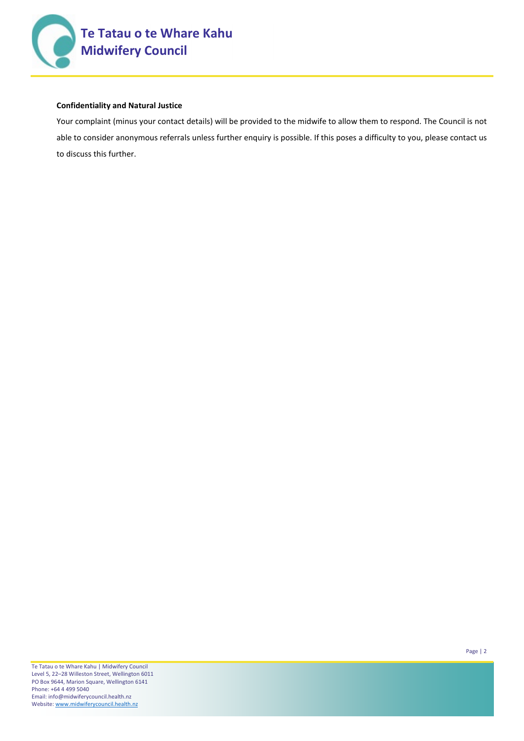**Confidentiality and Natural Justice**

Your complaint (minus your contact details) will be provided to the midwife to allow them to respond. The Council is not able to consider anonymous referrals unless further enquiry is possible. If this poses a difficulty to you, please contact us to discuss this further.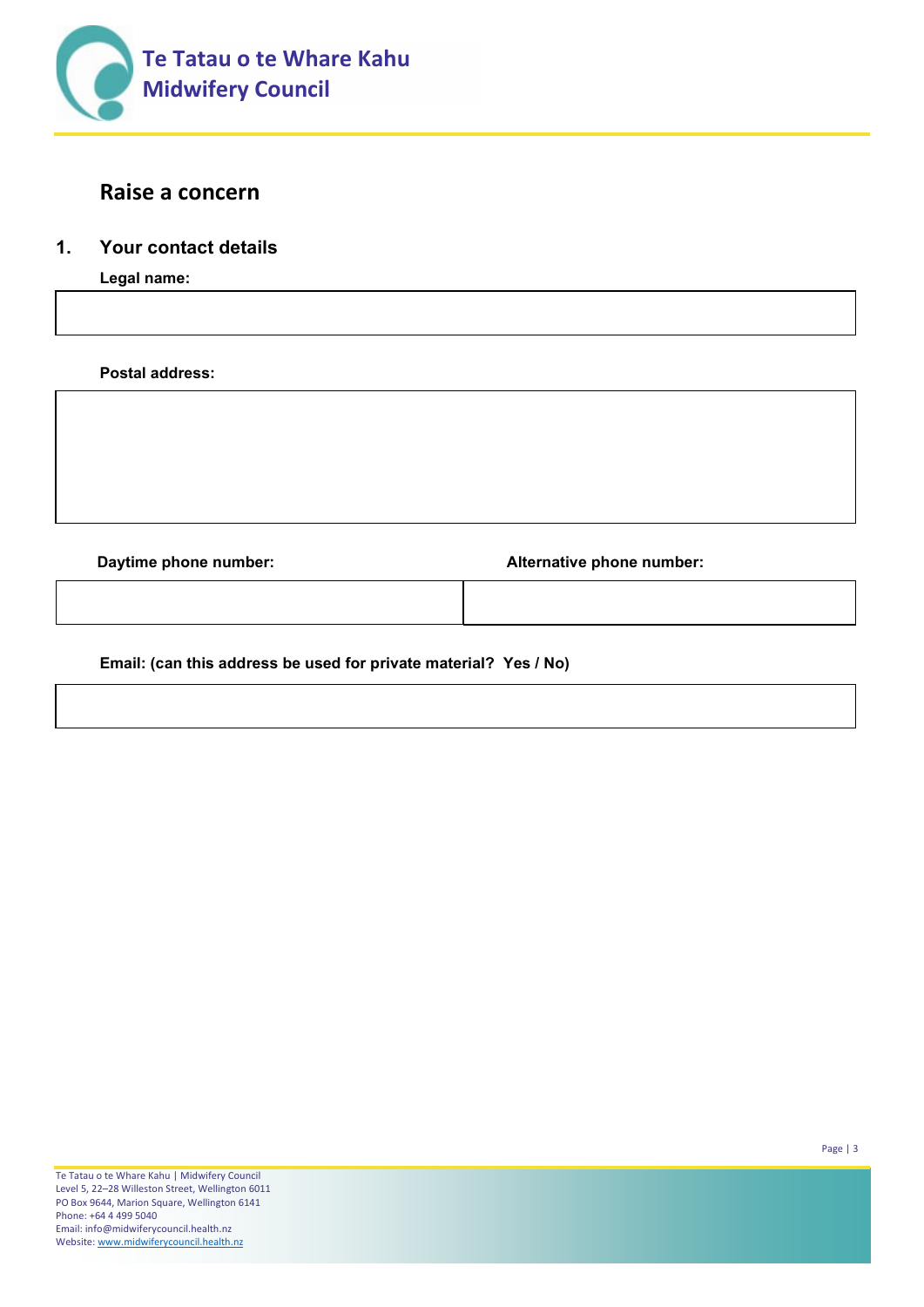## Raise a concern

### 1. Your contact details

**Legal name:**

**Postal address:**

**Daytime phone number:**

**Alternative phone number:**

**Email: (can this address be used for private material? Yes / No)**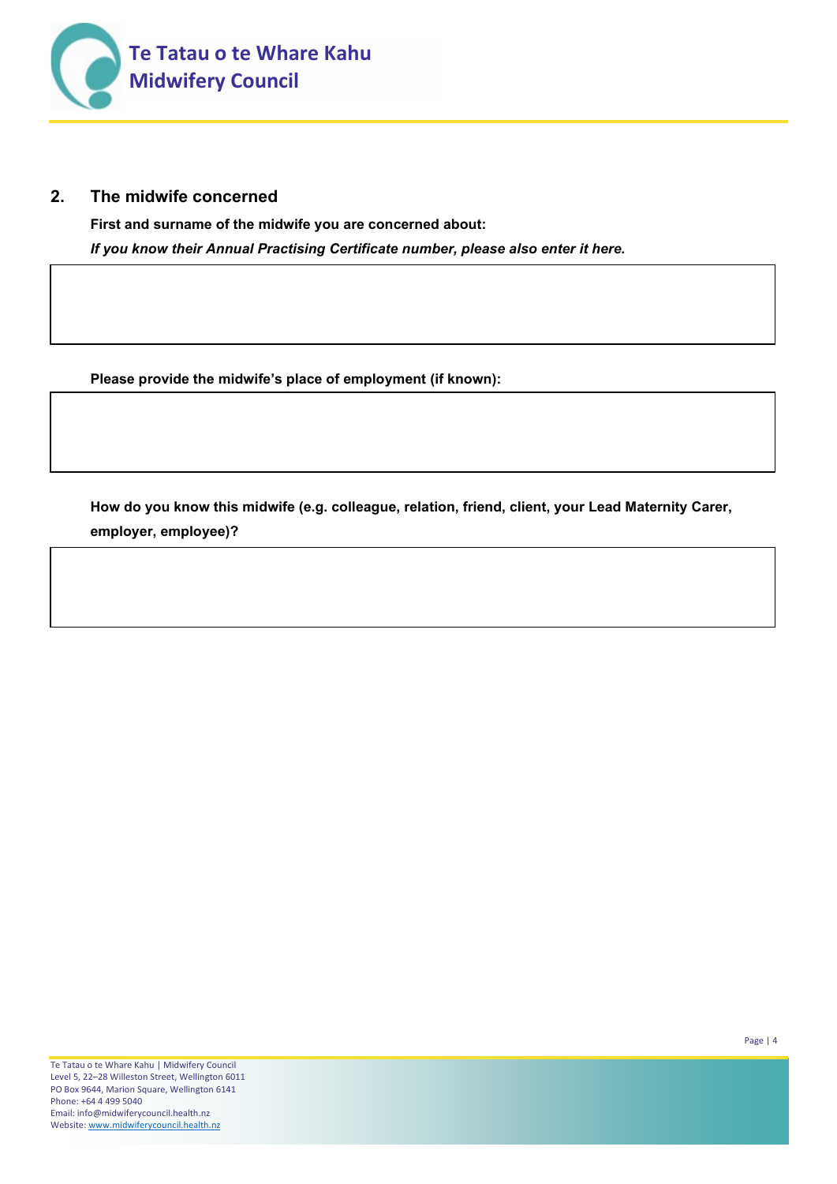## 2. The midwife concerned

**First and surname of the midwife you are concerned about:**

***If you know their Annual Practising Certificate number, please also enter it here.***

**Please provide the midwife's place of employment (if known):**

**How do you know this midwife (e.g. colleague, relation, friend, client, your Lead Maternity Carer, employer, employee)?**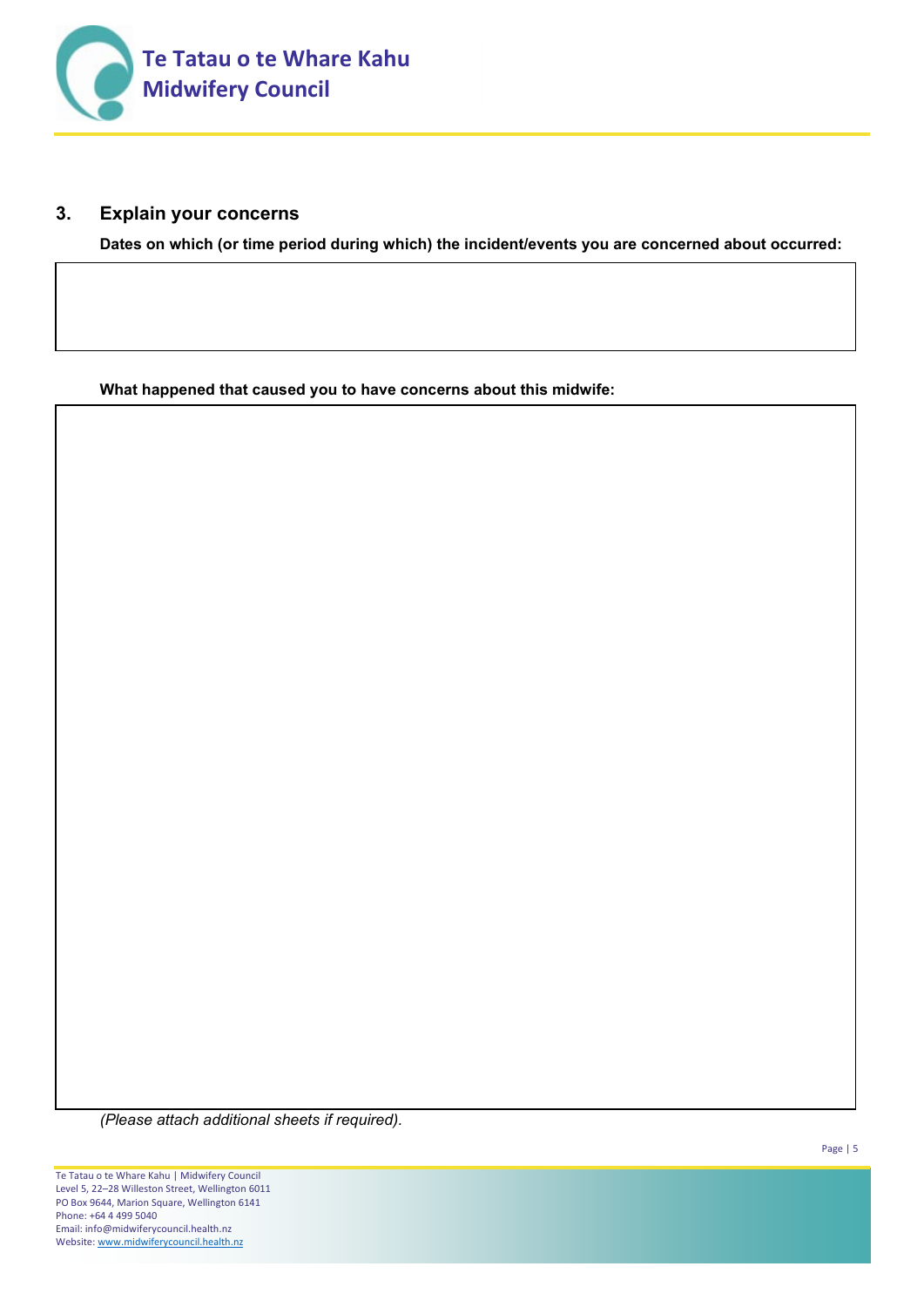## 3. Explain your concerns

**Dates on which (or time period during which) the incident/events you are concerned about occurred:**

**What happened that caused you to have concerns about this midwife:**

*(Please attach additional sheets if required).*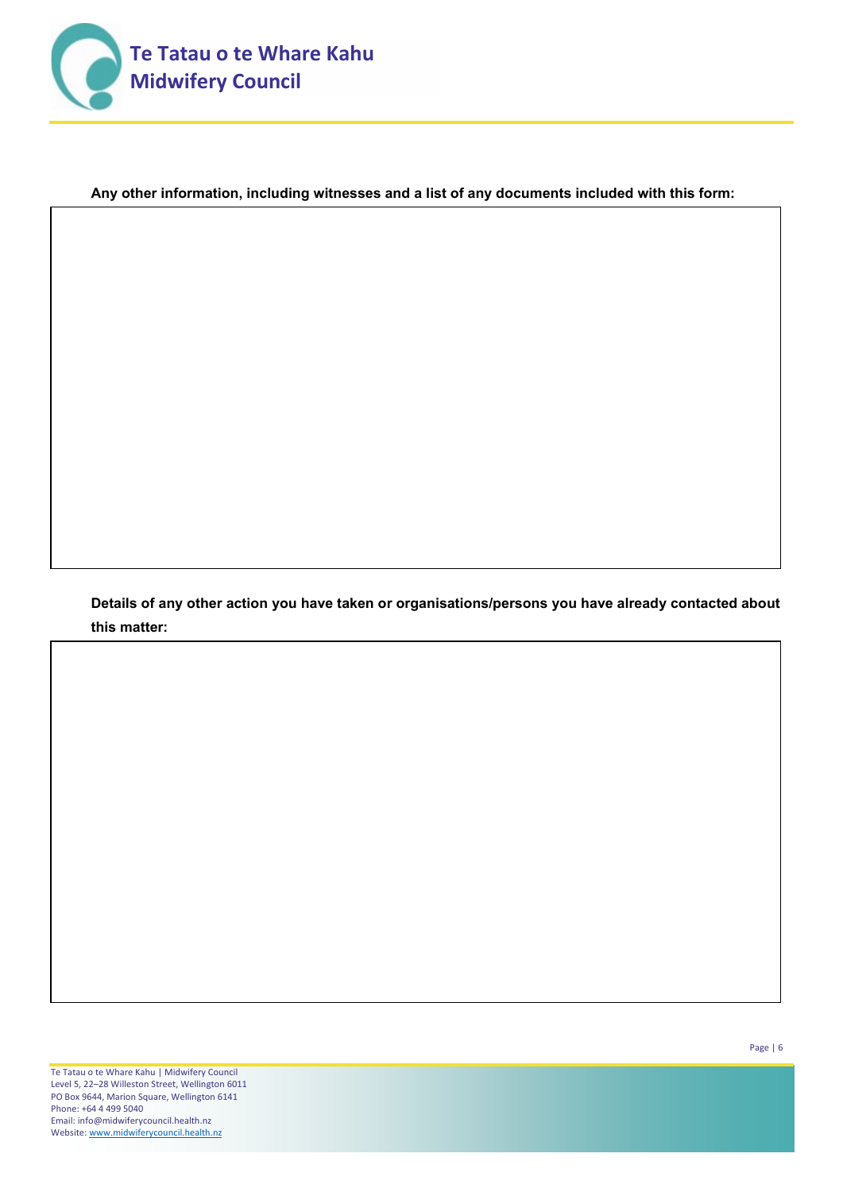**Any other information, including witnesses and a list of any documents included with this form:**

**Details of any other action you have taken or organisations/persons you have already contacted about this matter:**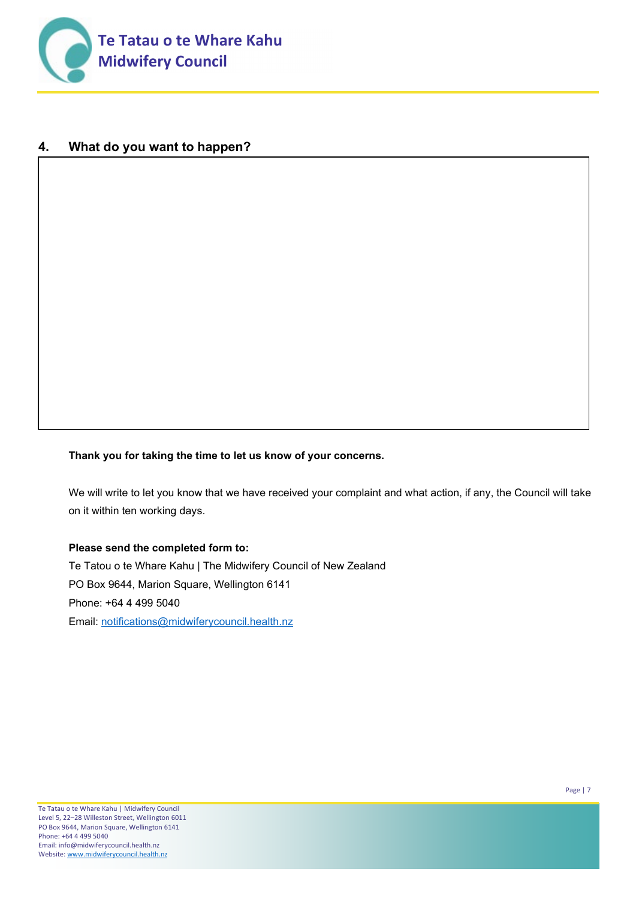## 4. What do you want to happen?

**Thank you for taking the time to let us know of your concerns.**

We will write to let you know that we have received your complaint and what action, if any, the Council will take on it within ten working days.

**Please send the completed form to:**

Te Tatou o te Whare Kahu | The Midwifery Council of New Zealand
PO Box 9644, Marion Square, Wellington 6141
Phone: +64 4 499 5040
Email: notifications@midwiferycouncil.health.nz